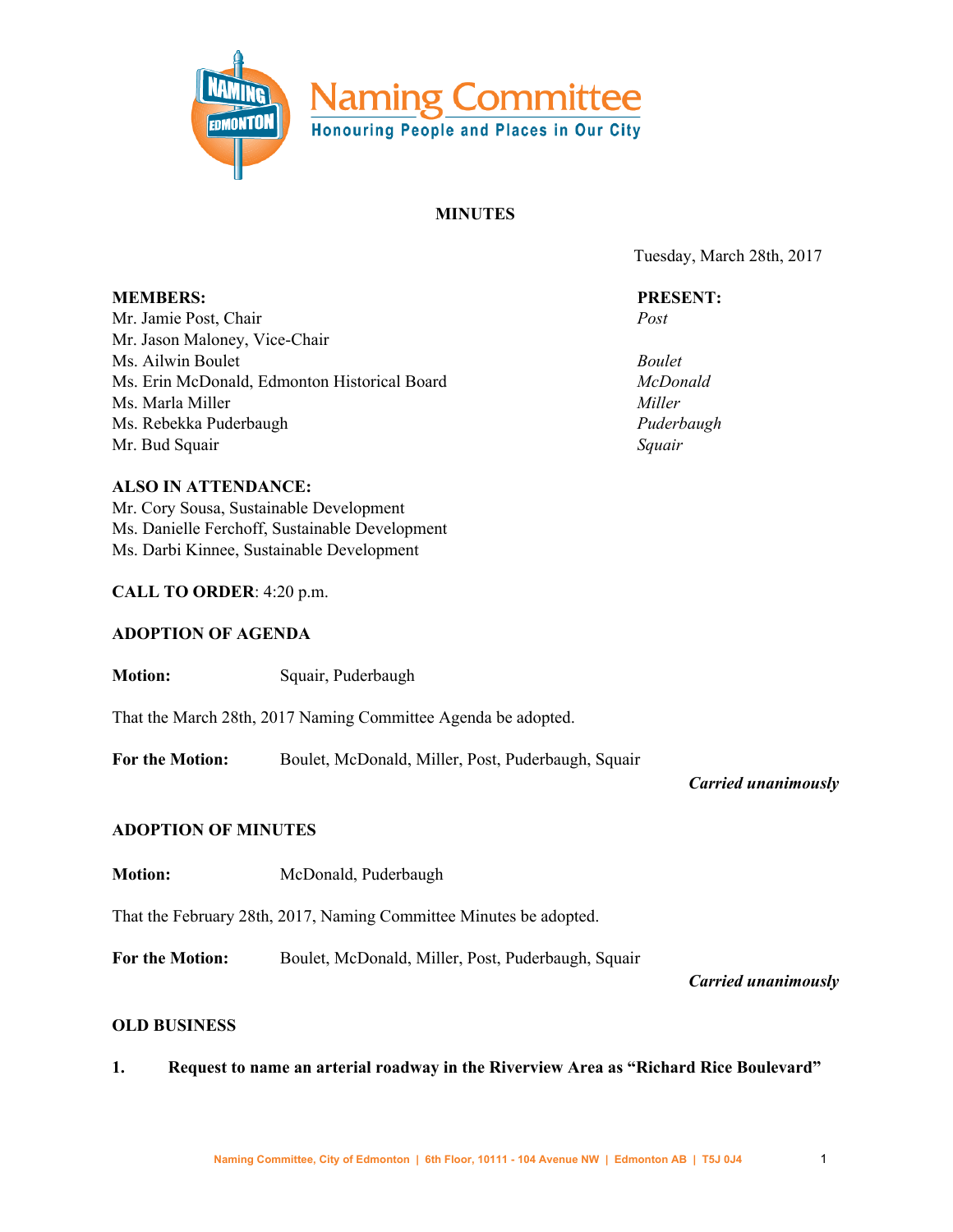# Naming Committee

Honouring People and Places in Our City

## MINUTES

Tuesday, March 28th, 2017

| MEMBERS: | PRESENT: |
| --- | --- |
| Mr. Jamie Post, Chair | *Post* |
| Mr. Jason Maloney, Vice-Chair | |
| Ms. Ailwin Boulet | *Boulet* |
| Ms. Erin McDonald, Edmonton Historical Board | *McDonald* |
| Ms. Marla Miller | *Miller* |
| Ms. Rebekka Puderbaugh | *Puderbaugh* |
| Mr. Bud Squair | *Squair* |

**ALSO IN ATTENDANCE:**
Mr. Cory Sousa, Sustainable Development
Ms. Danielle Ferchoff, Sustainable Development
Ms. Darbi Kinnee, Sustainable Development

**CALL TO ORDER**: 4:20 p.m.

**ADOPTION OF AGENDA**

**Motion:** Squair, Puderbaugh

That the March 28th, 2017 Naming Committee Agenda be adopted.

**For the Motion:** Boulet, McDonald, Miller, Post, Puderbaugh, Squair

***Carried unanimously***

**ADOPTION OF MINUTES**

**Motion:** McDonald, Puderbaugh

That the February 28th, 2017, Naming Committee Minutes be adopted.

**For the Motion:** Boulet, McDonald, Miller, Post, Puderbaugh, Squair

***Carried unanimously***

**OLD BUSINESS**

**1. Request to name an arterial roadway in the Riverview Area as "Richard Rice Boulevard"**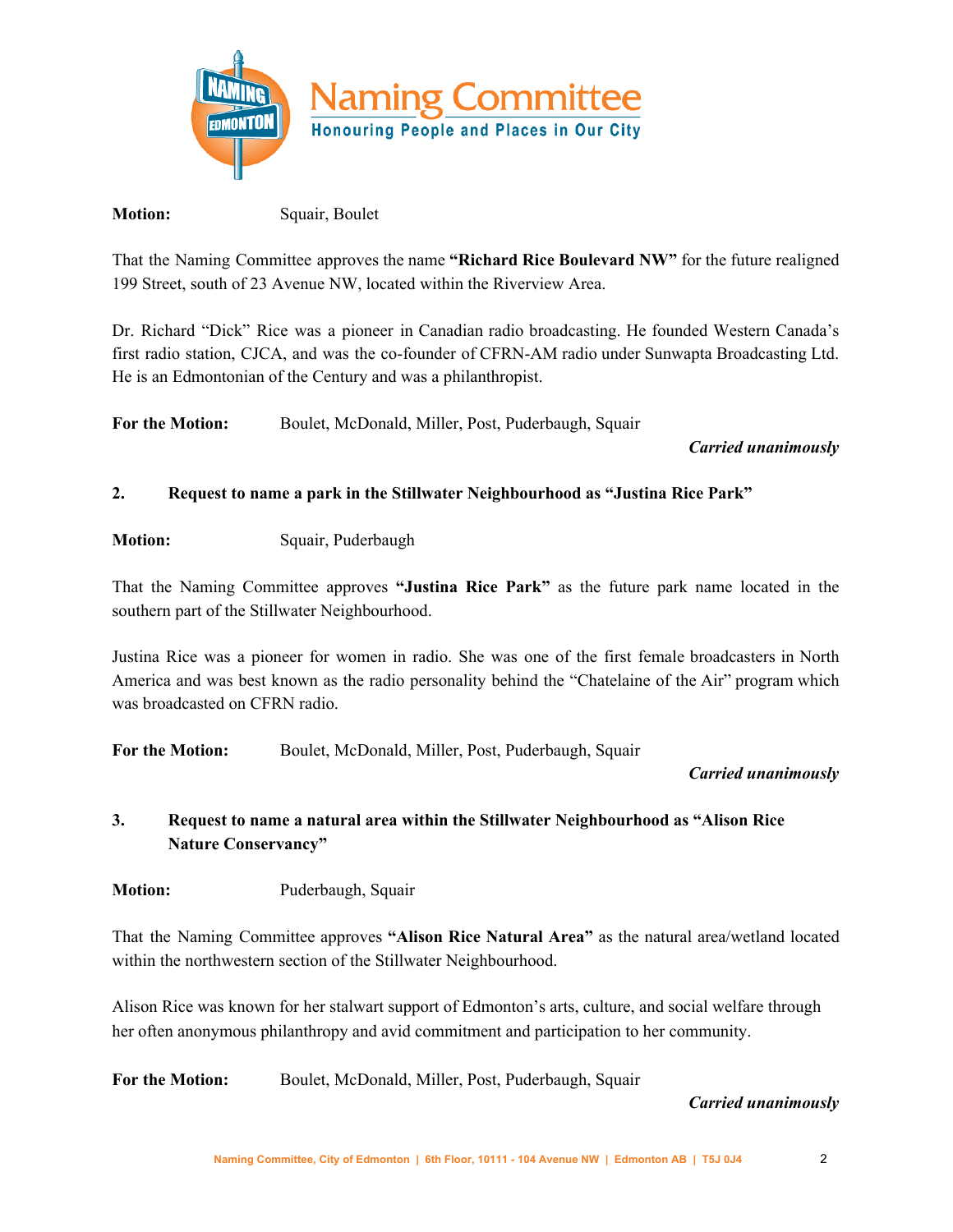**Motion:** Squair, Boulet

That the Naming Committee approves the name **"Richard Rice Boulevard NW"** for the future realigned 199 Street, south of 23 Avenue NW, located within the Riverview Area.

Dr. Richard "Dick" Rice was a pioneer in Canadian radio broadcasting. He founded Western Canada's first radio station, CJCA, and was the co-founder of CFRN-AM radio under Sunwapta Broadcasting Ltd. He is an Edmontonian of the Century and was a philanthropist.

**For the Motion:** Boulet, McDonald, Miller, Post, Puderbaugh, Squair

***Carried unanimously***

**2. Request to name a park in the Stillwater Neighbourhood as "Justina Rice Park"**

**Motion:** Squair, Puderbaugh

That the Naming Committee approves **"Justina Rice Park"** as the future park name located in the southern part of the Stillwater Neighbourhood.

Justina Rice was a pioneer for women in radio. She was one of the first female broadcasters in North America and was best known as the radio personality behind the "Chatelaine of the Air" program which was broadcasted on CFRN radio.

**For the Motion:** Boulet, McDonald, Miller, Post, Puderbaugh, Squair

***Carried unanimously***

**3. Request to name a natural area within the Stillwater Neighbourhood as "Alison Rice Nature Conservancy"**

**Motion:** Puderbaugh, Squair

That the Naming Committee approves **"Alison Rice Natural Area"** as the natural area/wetland located within the northwestern section of the Stillwater Neighbourhood.

Alison Rice was known for her stalwart support of Edmonton's arts, culture, and social welfare through her often anonymous philanthropy and avid commitment and participation to her community.

**For the Motion:** Boulet, McDonald, Miller, Post, Puderbaugh, Squair

***Carried unanimously***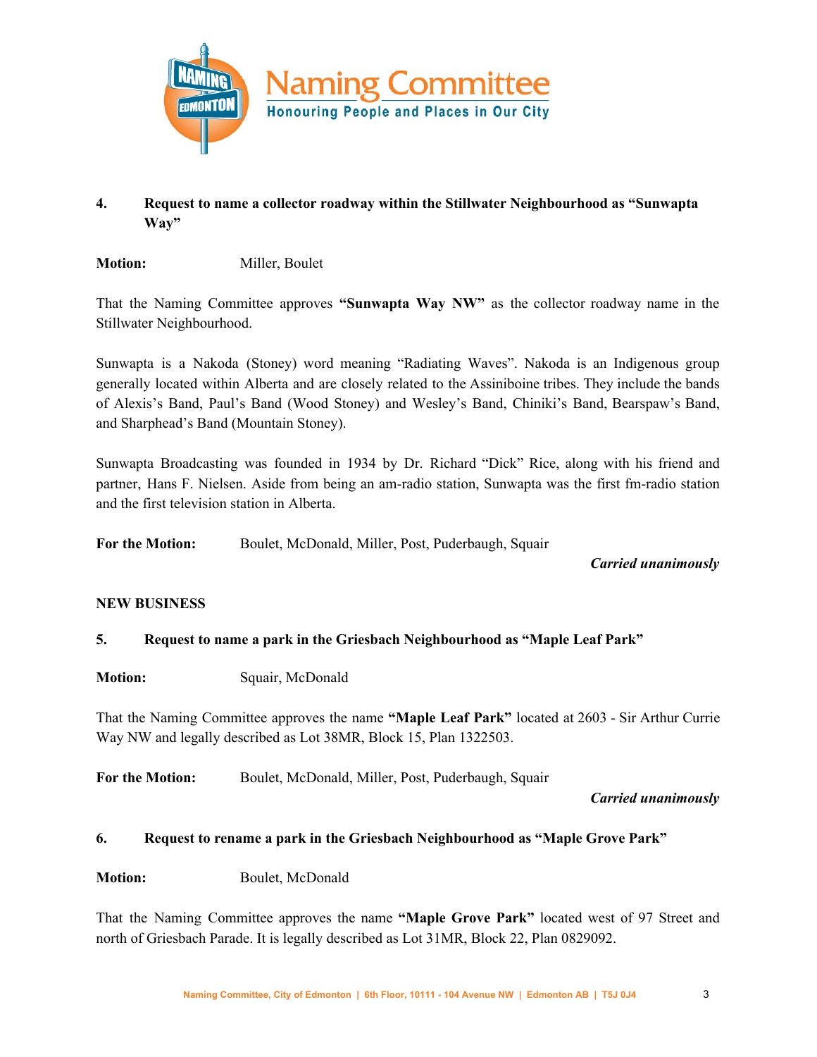**4. Request to name a collector roadway within the Stillwater Neighbourhood as "Sunwapta Way"**

**Motion:** Miller, Boulet

That the Naming Committee approves **"Sunwapta Way NW"** as the collector roadway name in the Stillwater Neighbourhood.

Sunwapta is a Nakoda (Stoney) word meaning "Radiating Waves". Nakoda is an Indigenous group generally located within Alberta and are closely related to the Assiniboine tribes. They include the bands of Alexis's Band, Paul's Band (Wood Stoney) and Wesley's Band, Chiniki's Band, Bearspaw's Band, and Sharphead's Band (Mountain Stoney).

Sunwapta Broadcasting was founded in 1934 by Dr. Richard "Dick" Rice, along with his friend and partner, Hans F. Nielsen. Aside from being an am-radio station, Sunwapta was the first fm-radio station and the first television station in Alberta.

**For the Motion:** Boulet, McDonald, Miller, Post, Puderbaugh, Squair

***Carried unanimously***

**NEW BUSINESS**

**5. Request to name a park in the Griesbach Neighbourhood as "Maple Leaf Park"**

**Motion:** Squair, McDonald

That the Naming Committee approves the name **"Maple Leaf Park"** located at 2603 - Sir Arthur Currie Way NW and legally described as Lot 38MR, Block 15, Plan 1322503.

**For the Motion:** Boulet, McDonald, Miller, Post, Puderbaugh, Squair

***Carried unanimously***

**6. Request to rename a park in the Griesbach Neighbourhood as "Maple Grove Park"**

**Motion:** Boulet, McDonald

That the Naming Committee approves the name **"Maple Grove Park"** located west of 97 Street and north of Griesbach Parade. It is legally described as Lot 31MR, Block 22, Plan 0829092.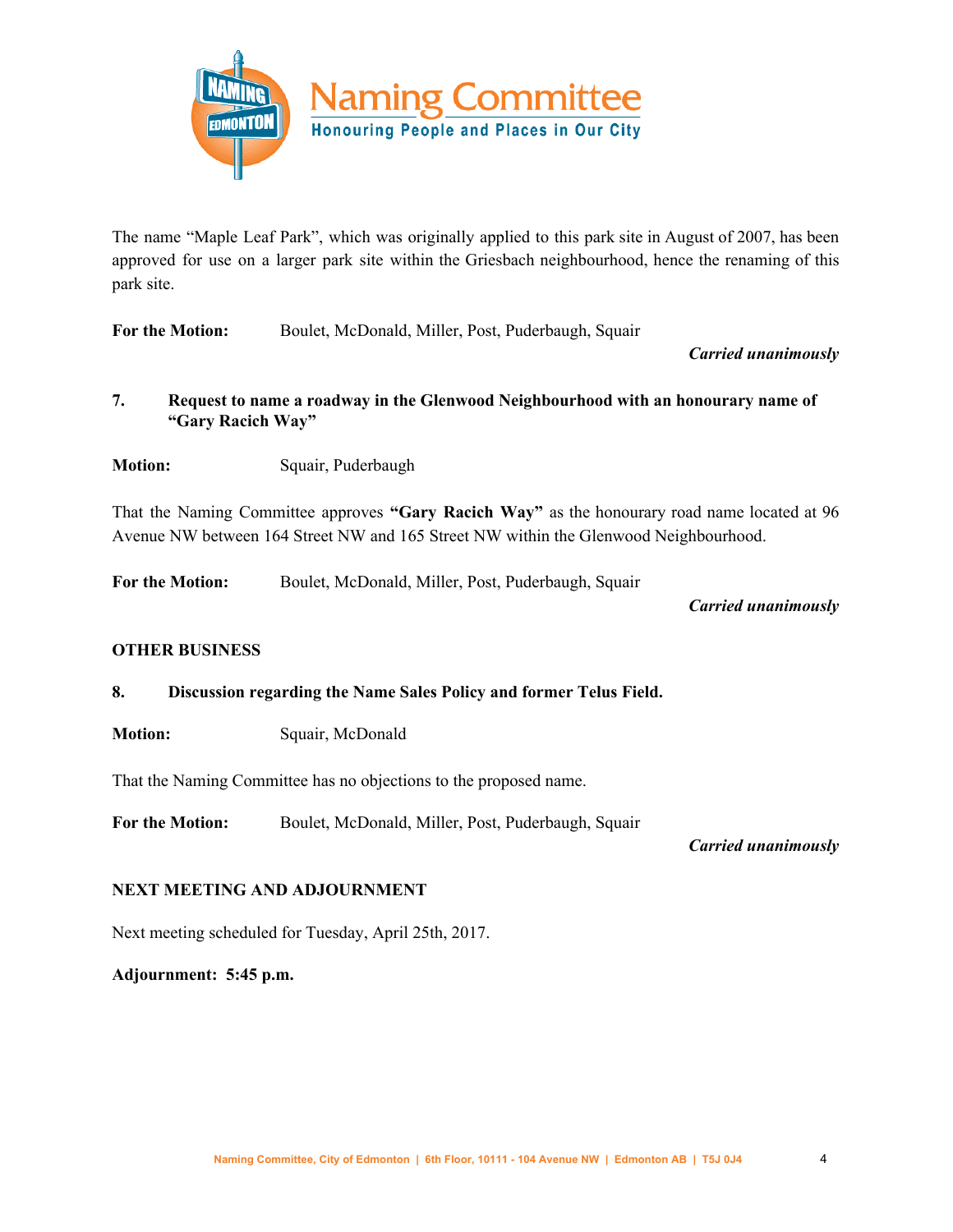The name "Maple Leaf Park", which was originally applied to this park site in August of 2007, has been approved for use on a larger park site within the Griesbach neighbourhood, hence the renaming of this park site.

**For the Motion:** Boulet, McDonald, Miller, Post, Puderbaugh, Squair

***Carried unanimously***

**7. Request to name a roadway in the Glenwood Neighbourhood with an honourary name of "Gary Racich Way"**

**Motion:** Squair, Puderbaugh

That the Naming Committee approves **"Gary Racich Way"** as the honourary road name located at 96 Avenue NW between 164 Street NW and 165 Street NW within the Glenwood Neighbourhood.

**For the Motion:** Boulet, McDonald, Miller, Post, Puderbaugh, Squair

***Carried unanimously***

## OTHER BUSINESS

**8. Discussion regarding the Name Sales Policy and former Telus Field.**

**Motion:** Squair, McDonald

That the Naming Committee has no objections to the proposed name.

**For the Motion:** Boulet, McDonald, Miller, Post, Puderbaugh, Squair

***Carried unanimously***

## NEXT MEETING AND ADJOURNMENT

Next meeting scheduled for Tuesday, April 25th, 2017.

**Adjournment: 5:45 p.m.**